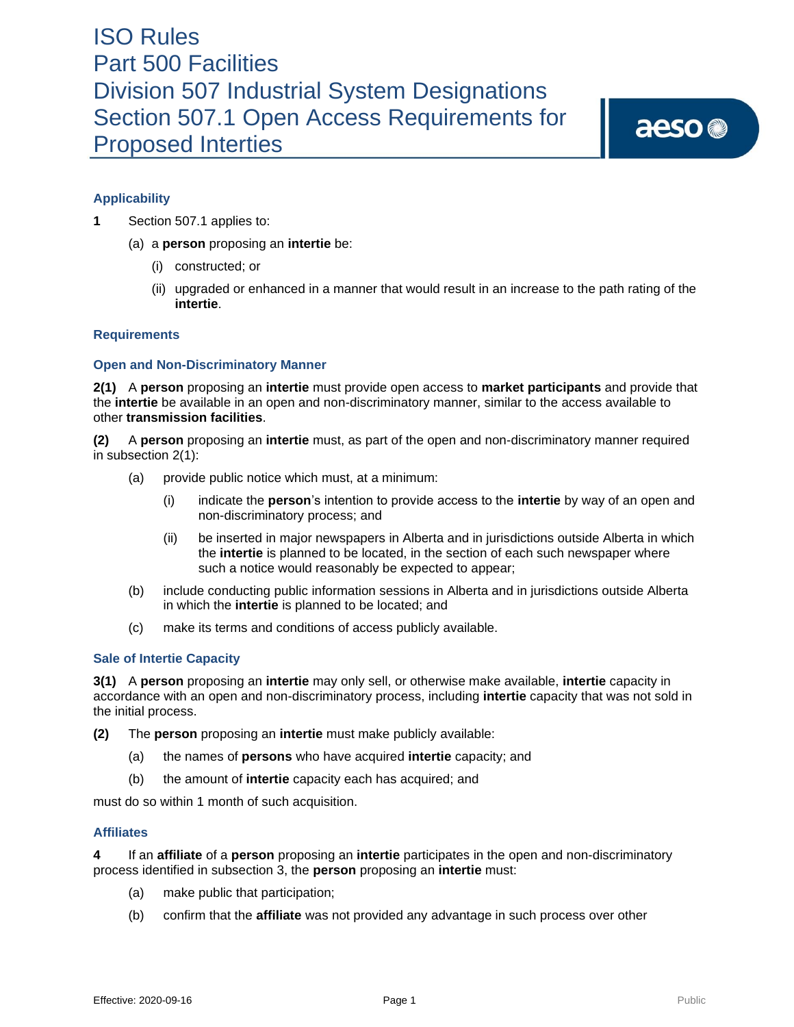# ISO Rules
# Part 500 Facilities
# Division 507 Industrial System Designations
# Section 507.1 Open Access Requirements for Proposed Interties

## Applicability

**1** Section 507.1 applies to:

(a) a **person** proposing an **intertie** be:

(i) constructed; or

(ii) upgraded or enhanced in a manner that would result in an increase to the path rating of the **intertie**.

## Requirements

### Open and Non-Discriminatory Manner

**2(1)** A **person** proposing an **intertie** must provide open access to **market participants** and provide that the **intertie** be available in an open and non-discriminatory manner, similar to the access available to other **transmission facilities**.

**(2)** A **person** proposing an **intertie** must, as part of the open and non-discriminatory manner required in subsection 2(1):

(a) provide public notice which must, at a minimum:

(i) indicate the **person**'s intention to provide access to the **intertie** by way of an open and non-discriminatory process; and

(ii) be inserted in major newspapers in Alberta and in jurisdictions outside Alberta in which the **intertie** is planned to be located, in the section of each such newspaper where such a notice would reasonably be expected to appear;

(b) include conducting public information sessions in Alberta and in jurisdictions outside Alberta in which the **intertie** is planned to be located; and

(c) make its terms and conditions of access publicly available.

### Sale of Intertie Capacity

**3(1)** A **person** proposing an **intertie** may only sell, or otherwise make available, **intertie** capacity in accordance with an open and non-discriminatory process, including **intertie** capacity that was not sold in the initial process.

**(2)** The **person** proposing an **intertie** must make publicly available:

(a) the names of **persons** who have acquired **intertie** capacity; and

(b) the amount of **intertie** capacity each has acquired; and

must do so within 1 month of such acquisition.

### Affiliates

**4** If an **affiliate** of a **person** proposing an **intertie** participates in the open and non-discriminatory process identified in subsection 3, the **person** proposing an **intertie** must:

(a) make public that participation;

(b) confirm that the **affiliate** was not provided any advantage in such process over other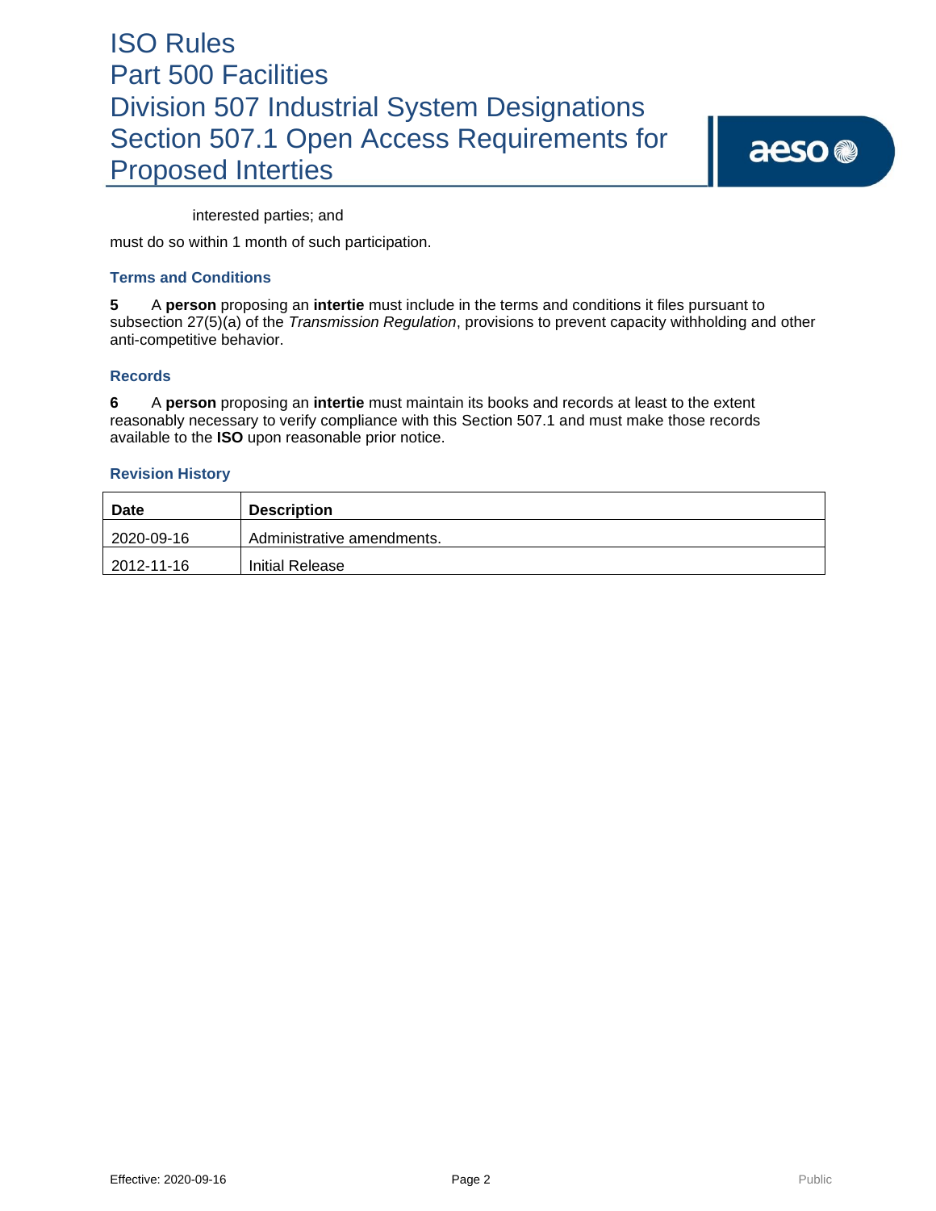interested parties; and

must do so within 1 month of such participation.

### Terms and Conditions

**5** A **person** proposing an **intertie** must include in the terms and conditions it files pursuant to subsection 27(5)(a) of the *Transmission Regulation*, provisions to prevent capacity withholding and other anti-competitive behavior.

### Records

**6** A **person** proposing an **intertie** must maintain its books and records at least to the extent reasonably necessary to verify compliance with this Section 507.1 and must make those records available to the **ISO** upon reasonable prior notice.

### Revision History

| Date | Description |
|---|---|
| 2020-09-16 | Administrative amendments. |
| 2012-11-16 | Initial Release |